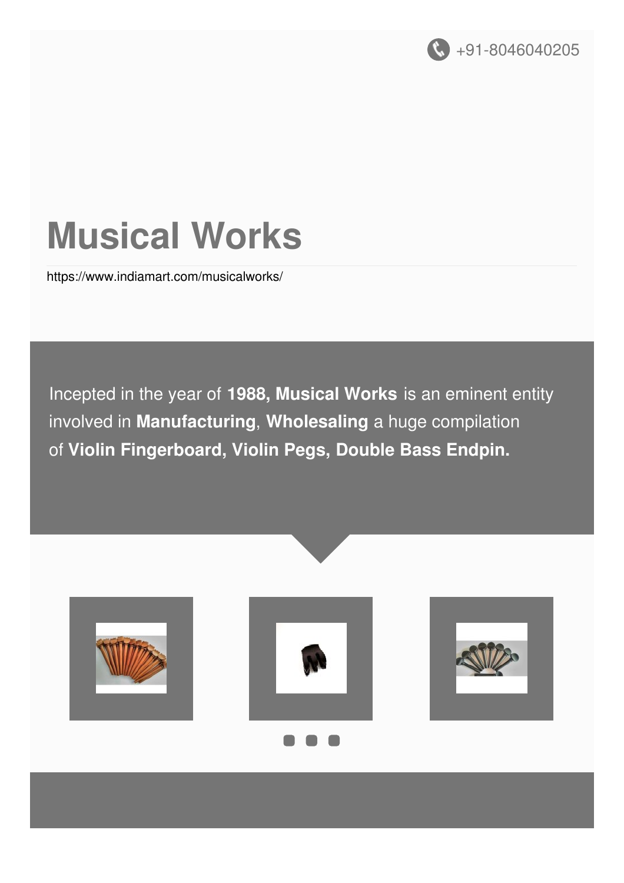+91-8046040205

# Musical Works

https://www.indiamart.com/musicalworks/

Incepted in the year of **1988, Musical Works** is an eminent entity involved in **Manufacturing**, **Wholesaling** a huge compilation of **Violin Fingerboard, Violin Pegs, Double Bass Endpin.**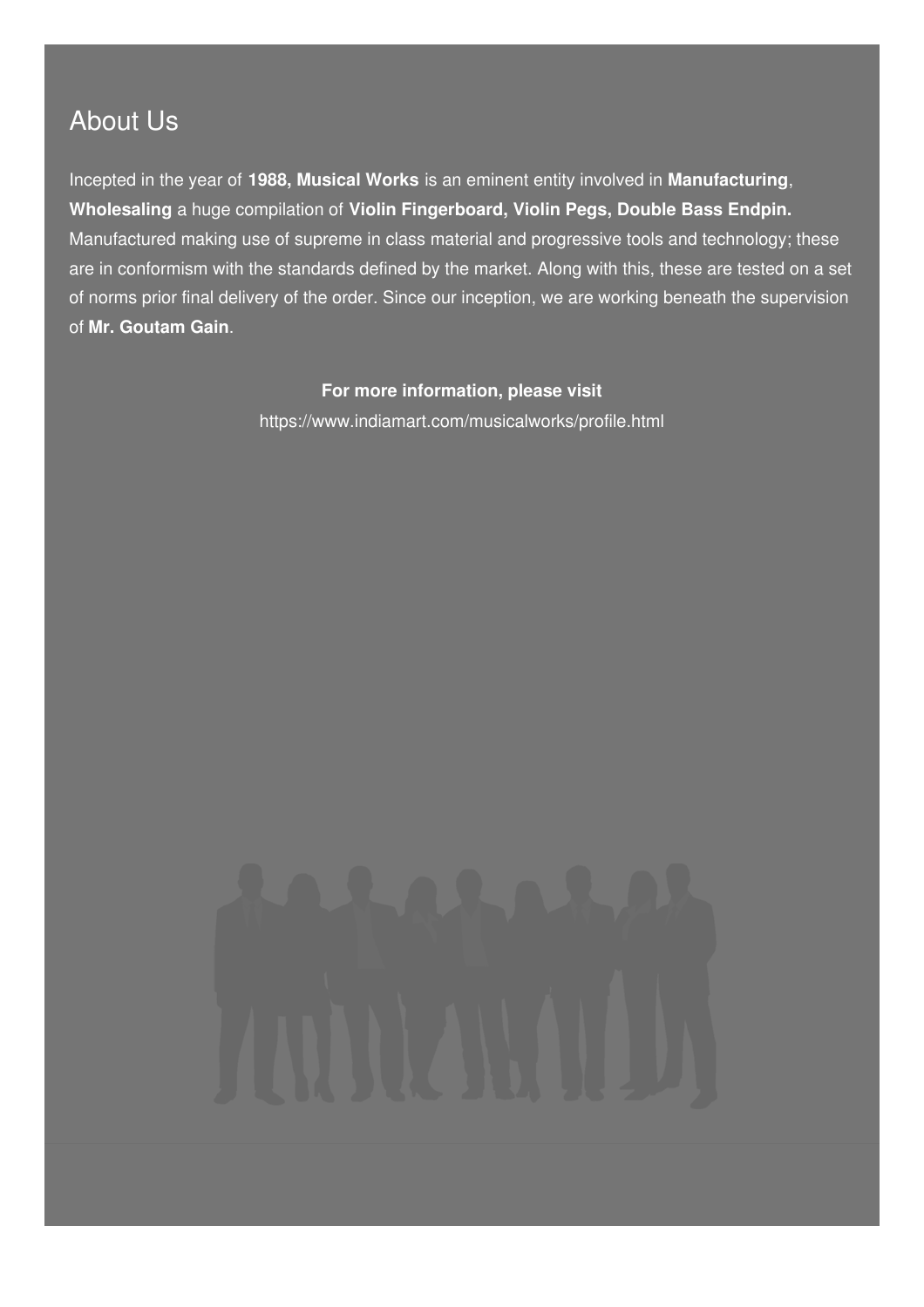## About Us

Incepted in the year of **1988, Musical Works** is an eminent entity involved in **Manufacturing**, **Wholesaling** a huge compilation of **Violin Fingerboard, Violin Pegs, Double Bass Endpin.** Manufactured making use of supreme in class material and progressive tools and technology; these are in conformism with the standards defined by the market. Along with this, these are tested on a set of norms prior final delivery of the order. Since our inception, we are working beneath the supervision of **Mr. Goutam Gain**.

**For more information, please visit**

https://www.indiamart.com/musicalworks/profile.html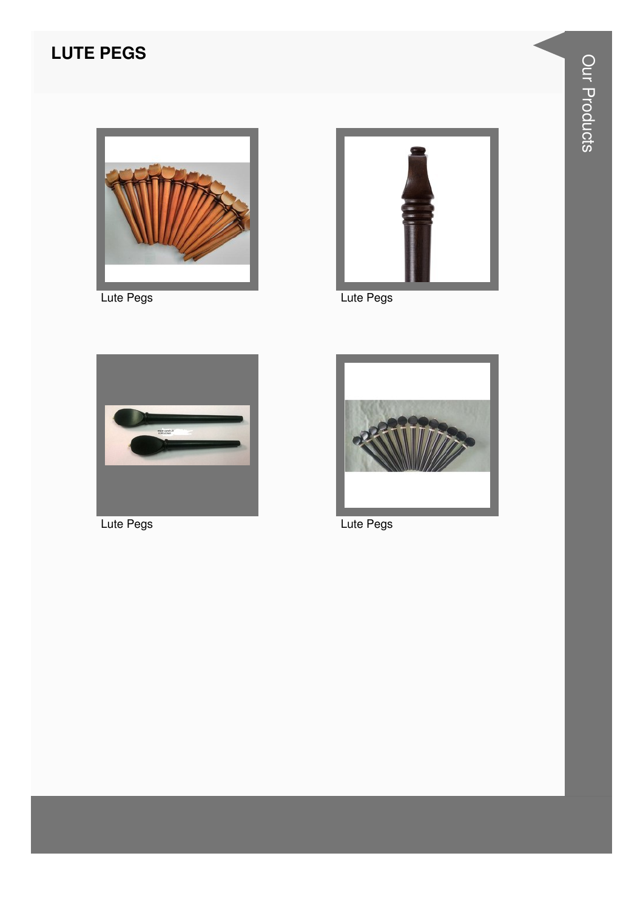## LUTE PEGS

Lute Pegs

Lute Pegs

Lute Pegs

Lute Pegs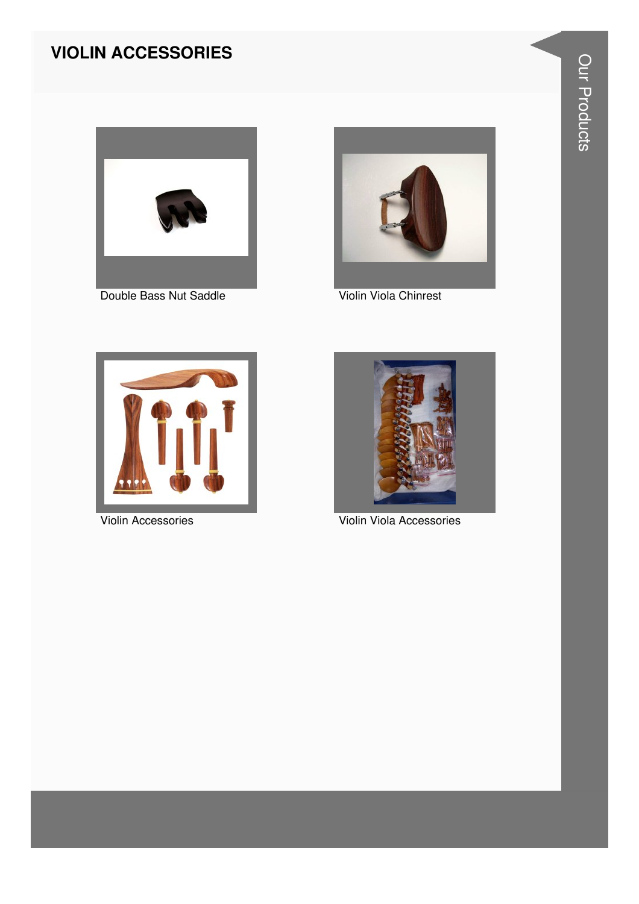# VIOLIN ACCESSORIES

Double Bass Nut Saddle

Violin Viola Chinrest

Violin Accessories

Violin Viola Accessories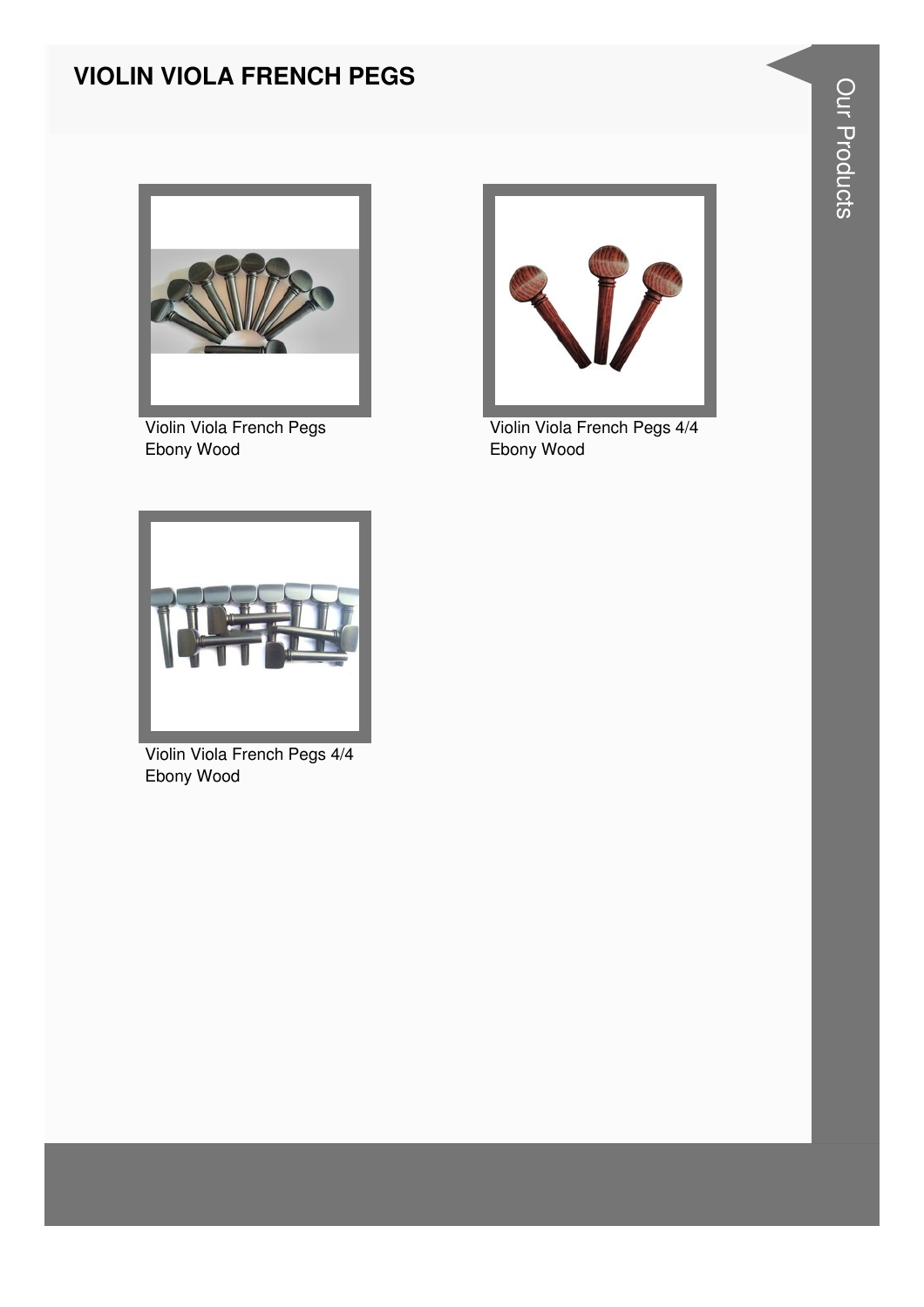# VIOLIN VIOLA FRENCH PEGS

Violin Viola French Pegs Ebony Wood

Violin Viola French Pegs 4/4 Ebony Wood

Violin Viola French Pegs 4/4 Ebony Wood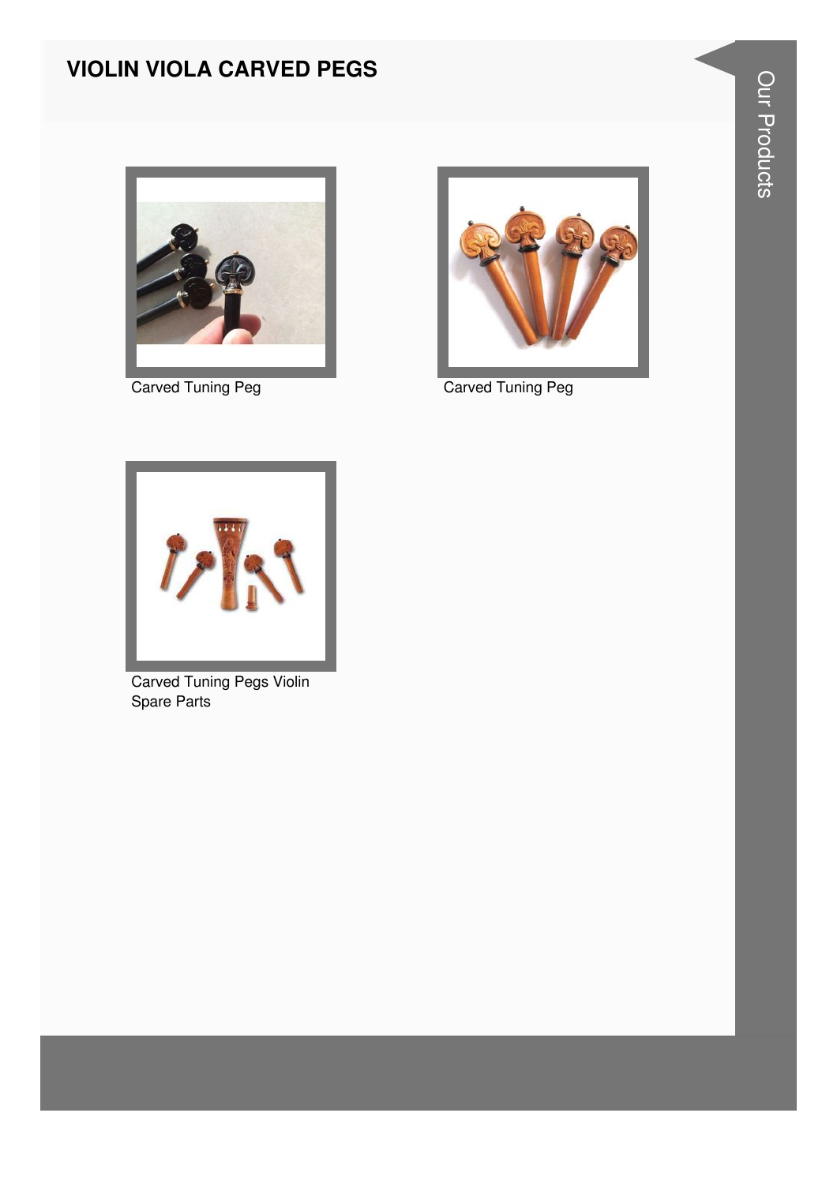# VIOLIN VIOLA CARVED PEGS

Carved Tuning Peg

Carved Tuning Peg

Carved Tuning Pegs Violin Spare Parts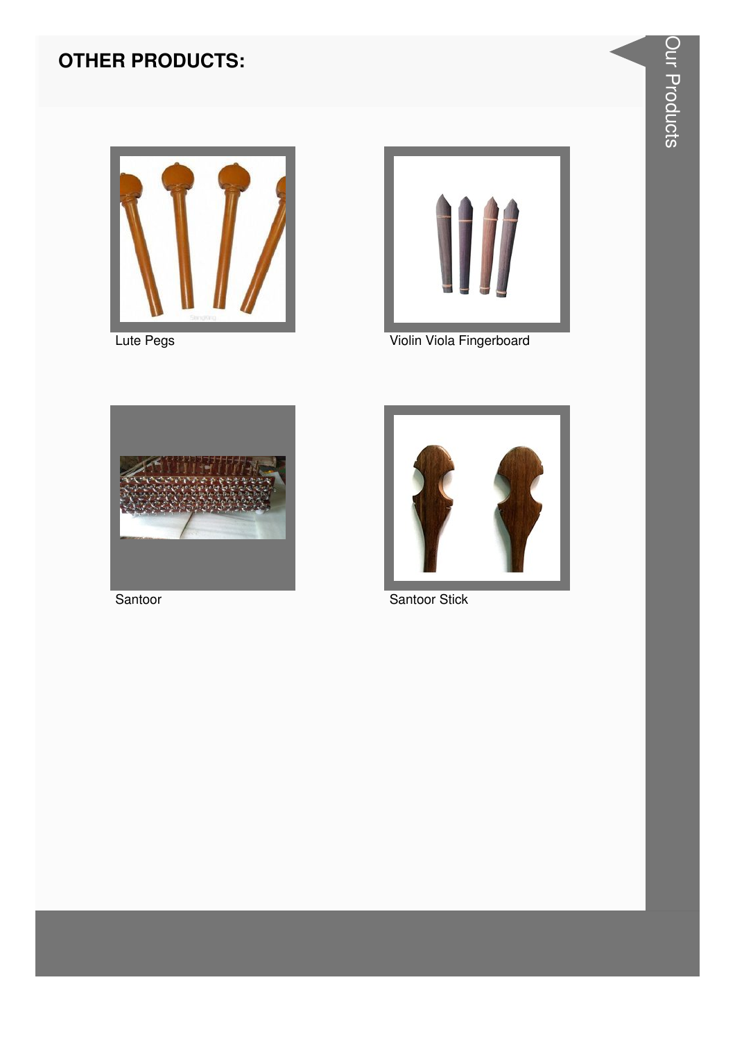## OTHER PRODUCTS:

Lute Pegs

Violin Viola Fingerboard

Santoor

Santoor Stick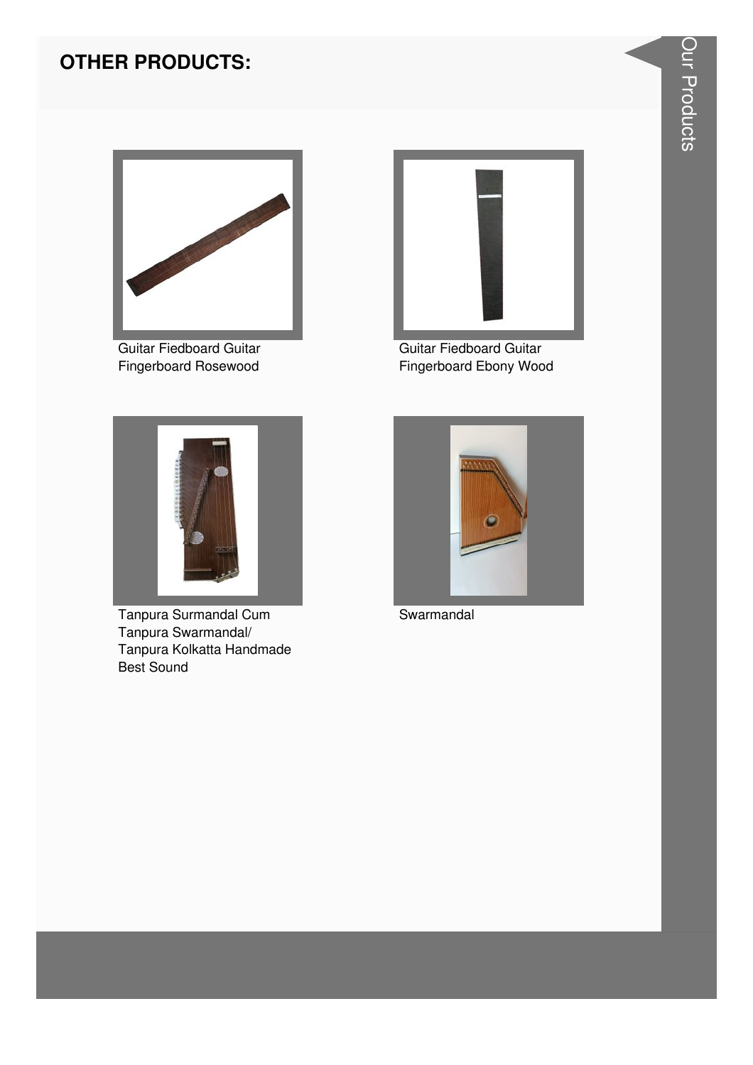## OTHER PRODUCTS:

Guitar Fiedboard Guitar Fingerboard Rosewood

Guitar Fiedboard Guitar Fingerboard Ebony Wood

Tanpura Surmandal Cum Tanpura Swarmandal/ Tanpura Kolkatta Handmade Best Sound

Swarmandal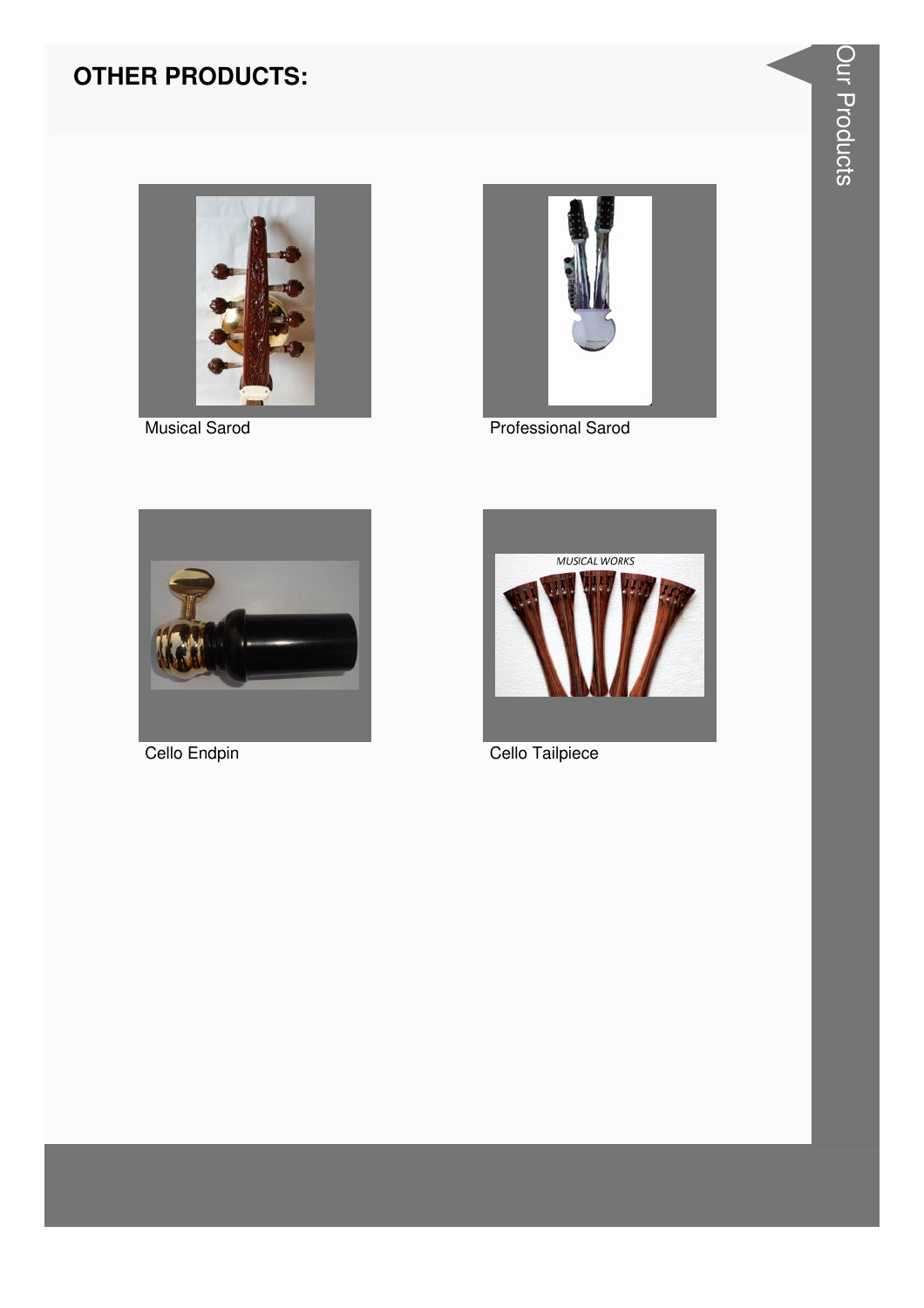## OTHER PRODUCTS:

Musical Sarod

Professional Sarod

Cello Endpin

Cello Tailpiece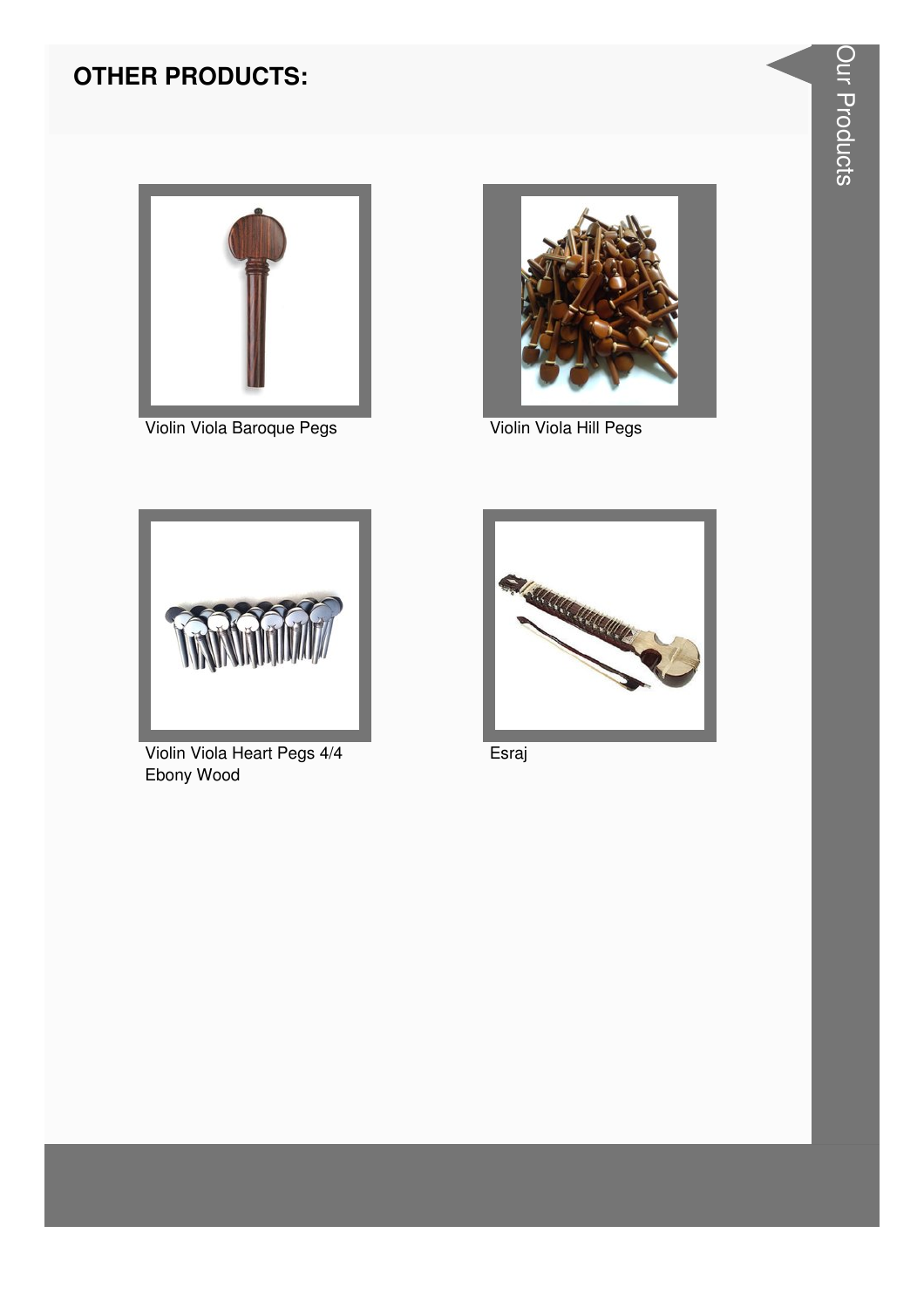## OTHER PRODUCTS:

Violin Viola Baroque Pegs

Violin Viola Hill Pegs

Violin Viola Heart Pegs 4/4 Ebony Wood

Esraj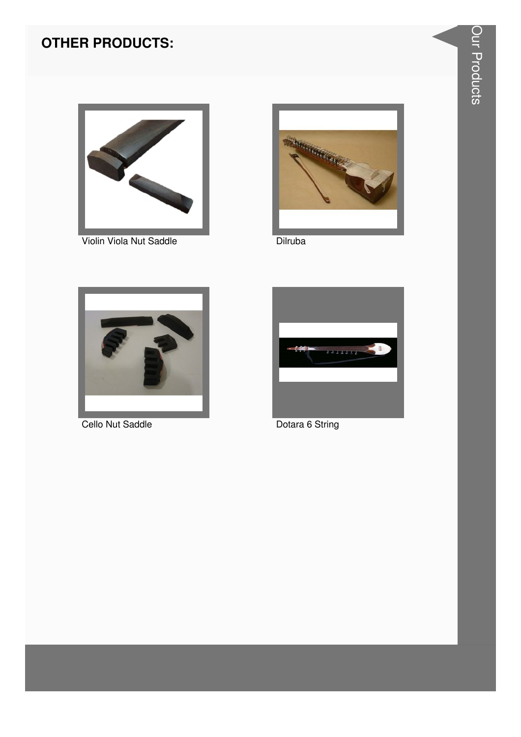## OTHER PRODUCTS:

Violin Viola Nut Saddle

Dilruba

Cello Nut Saddle

Dotara 6 String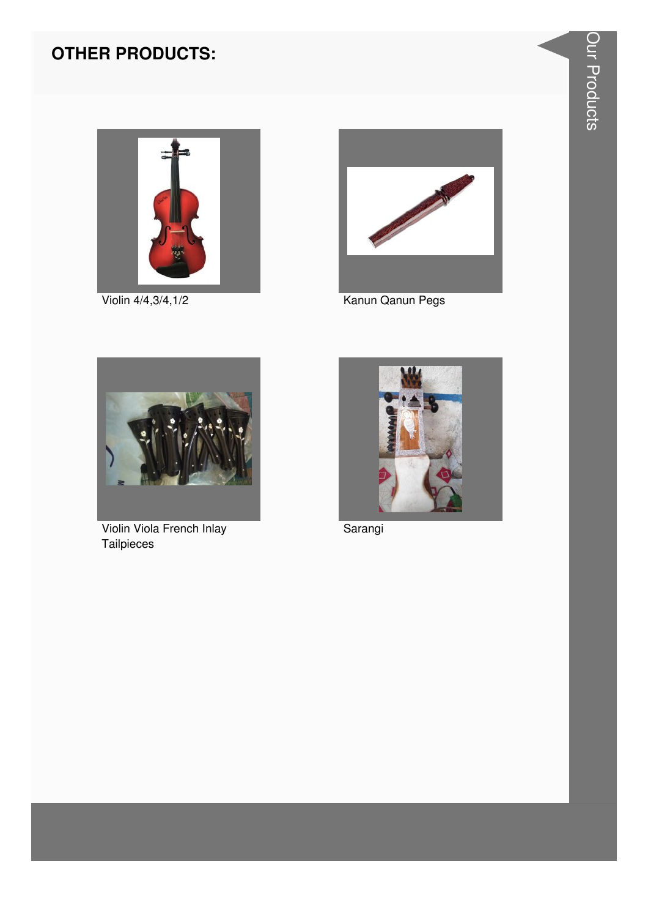## OTHER PRODUCTS:

Violin 4/4,3/4,1/2

Kanun Qanun Pegs

Violin Viola French Inlay Tailpieces

Sarangi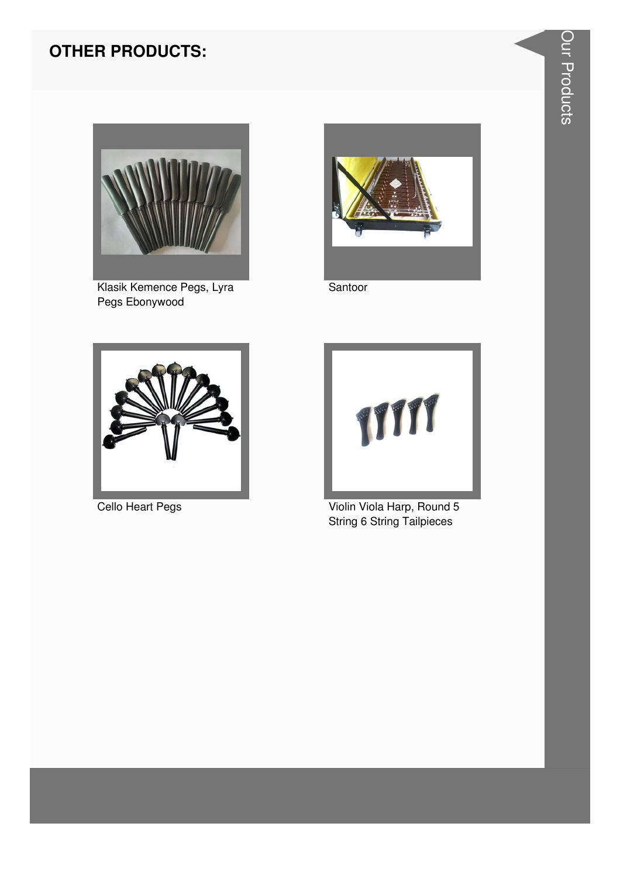## OTHER PRODUCTS:

Klasik Kemence Pegs, Lyra Pegs Ebonywood

Santoor

Cello Heart Pegs

Violin Viola Harp, Round 5 String 6 String Tailpieces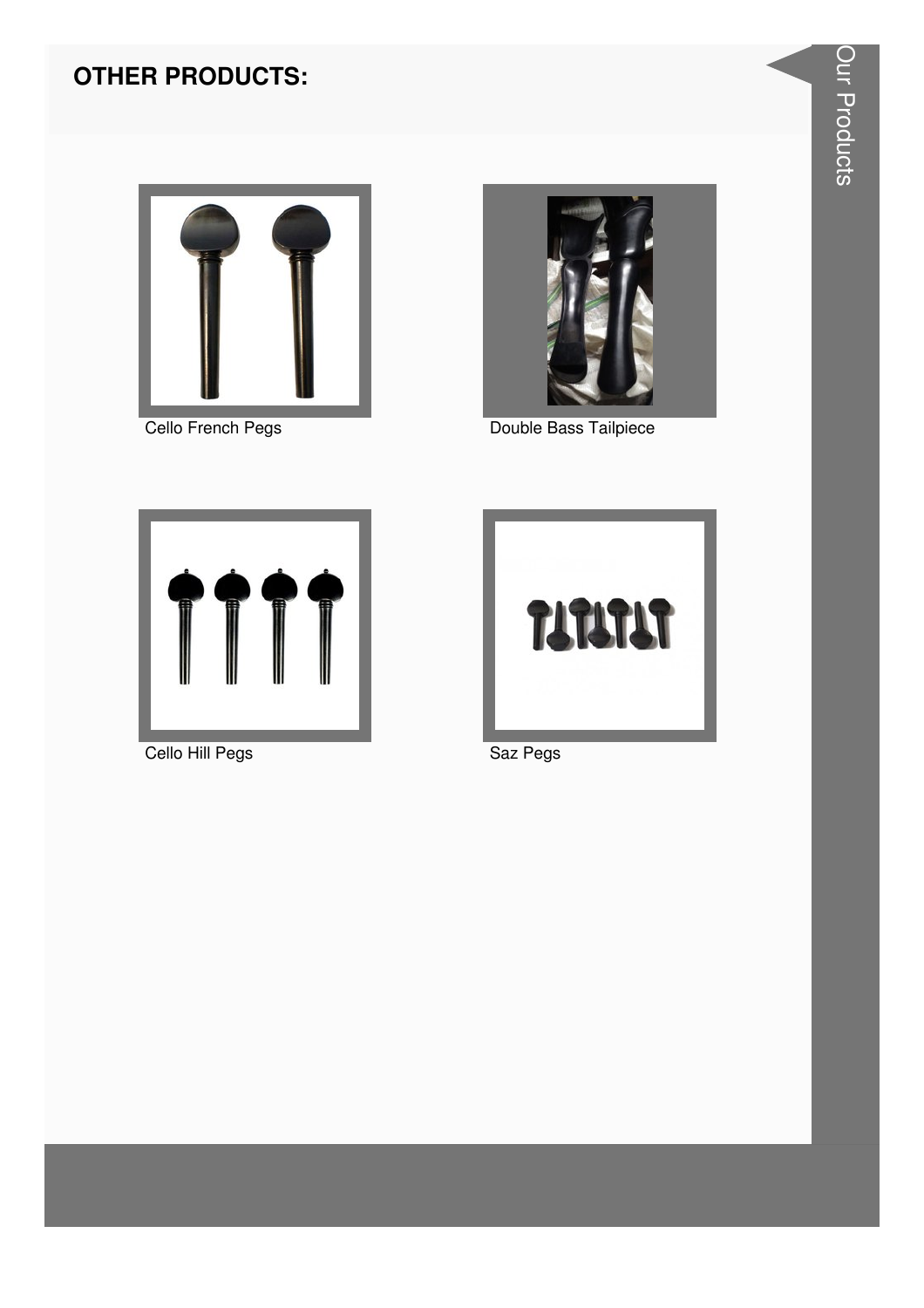## OTHER PRODUCTS:

Cello French Pegs

Double Bass Tailpiece

Cello Hill Pegs

Saz Pegs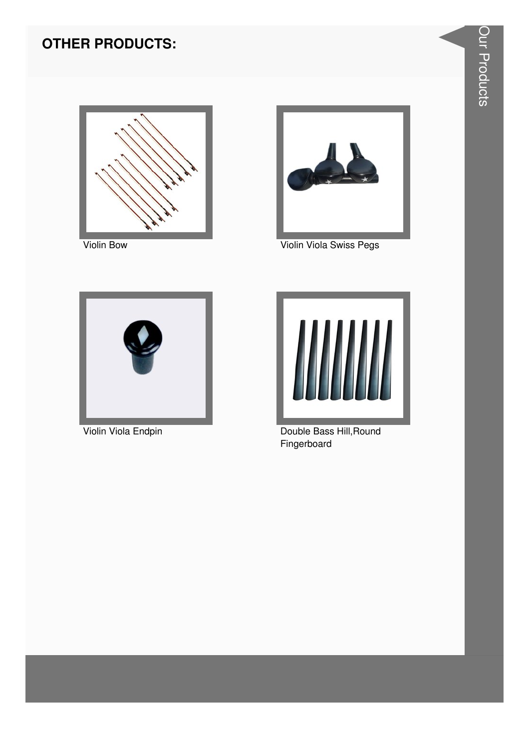## OTHER PRODUCTS:

Violin Bow

Violin Viola Swiss Pegs

Violin Viola Endpin

Double Bass Hill,Round Fingerboard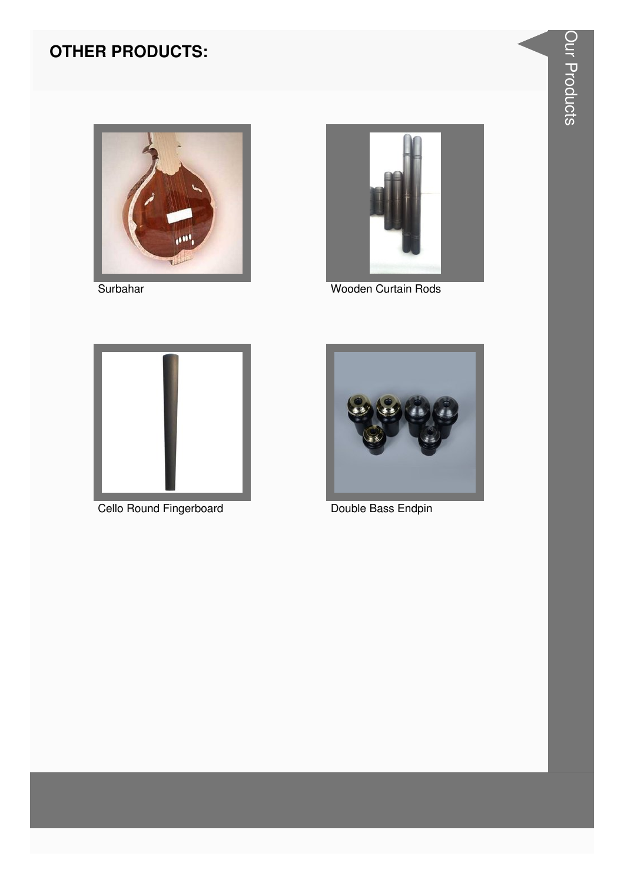## OTHER PRODUCTS:

Surbahar

Wooden Curtain Rods

Cello Round Fingerboard

Double Bass Endpin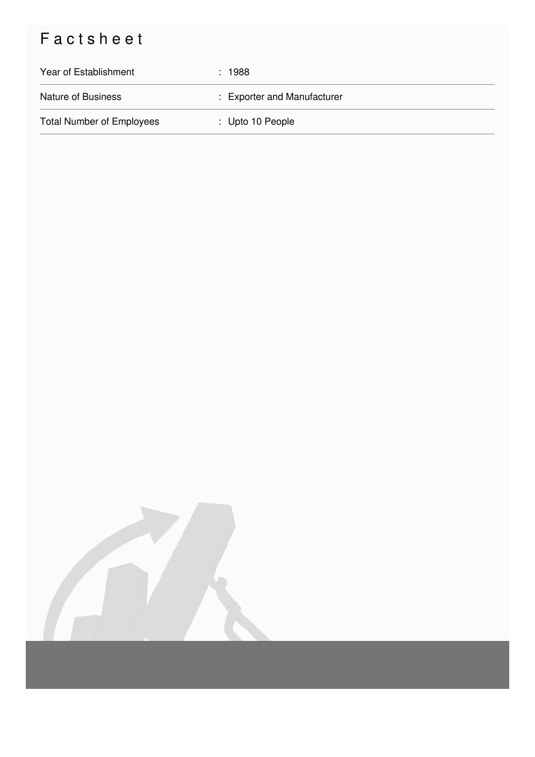# Factsheet

| | |
|---|---|
| Year of Establishment | : 1988 |
| Nature of Business | : Exporter and Manufacturer |
| Total Number of Employees | : Upto 10 People |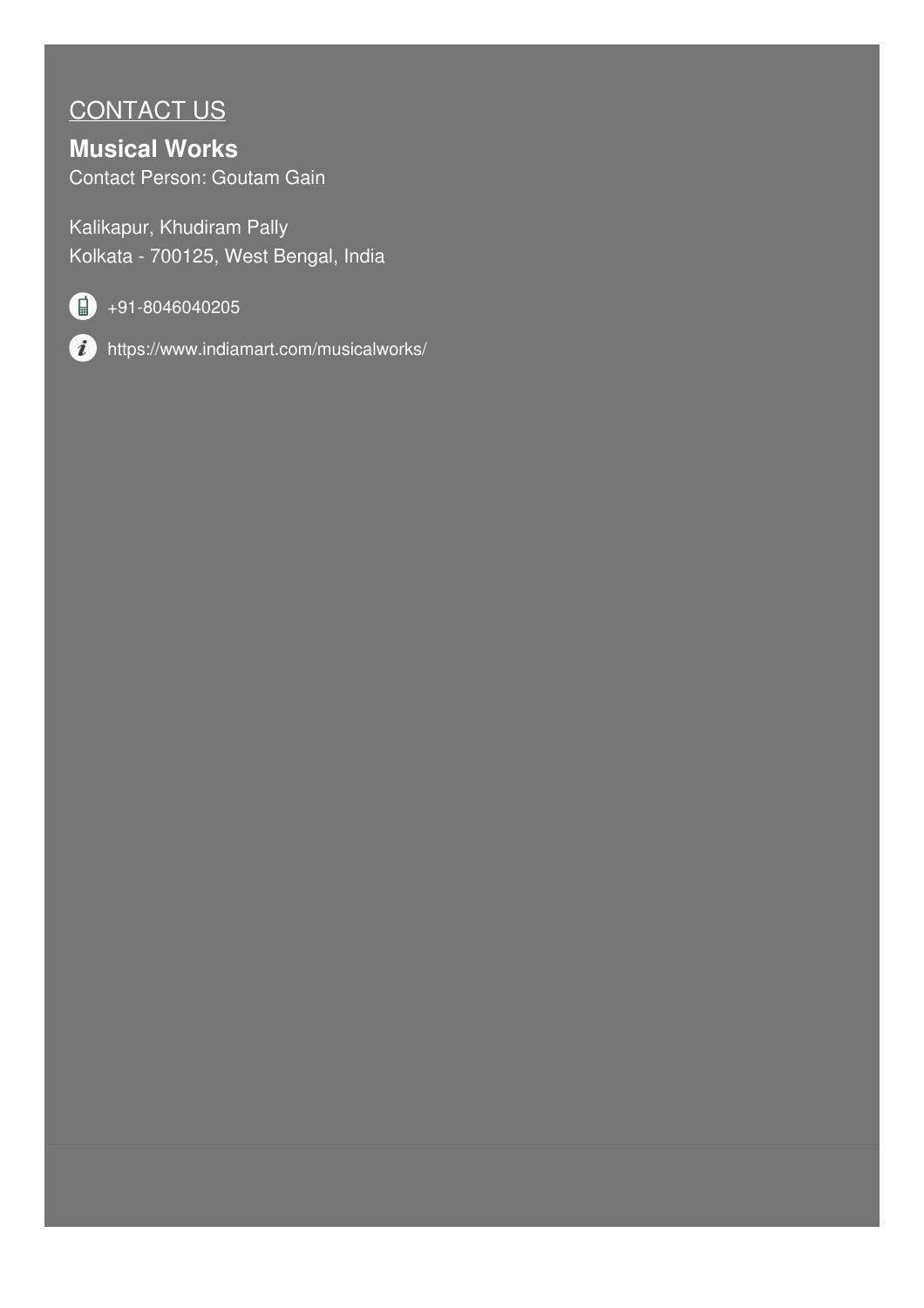## CONTACT US

### Musical Works

Contact Person: Goutam Gain

Kalikapur, Khudiram Pally
Kolkata - 700125, West Bengal, India

+91-8046040205

https://www.indiamart.com/musicalworks/